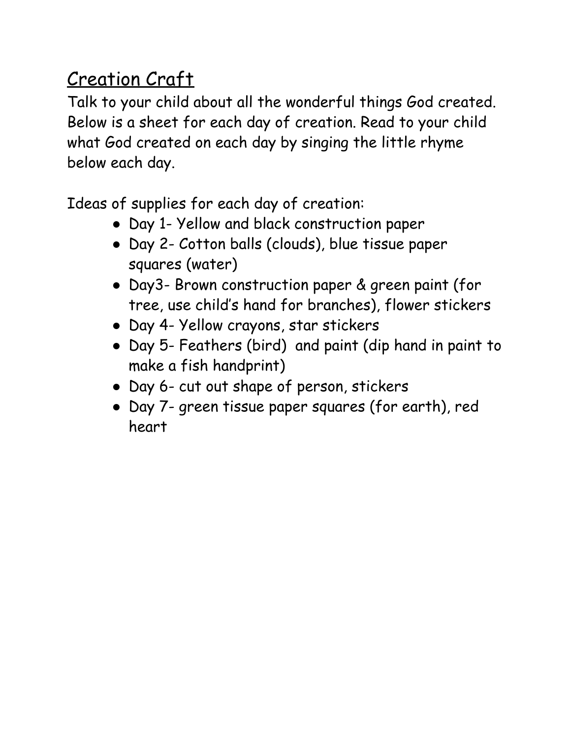# Creation Craft

Talk to your child about all the wonderful things God created. Below is a sheet for each day of creation. Read to your child what God created on each day by singing the little rhyme below each day.

Ideas of supplies for each day of creation:

- Day 1- Yellow and black construction paper
- Day 2- Cotton balls (clouds), blue tissue paper squares (water)
- Day3- Brown construction paper & green paint (for tree, use child's hand for branches), flower stickers
- Day 4- Yellow crayons, star stickers
- Day 5- Feathers (bird) and paint (dip hand in paint to make a fish handprint)
- Day 6- cut out shape of person, stickers
- Day 7- green tissue paper squares (for earth), red heart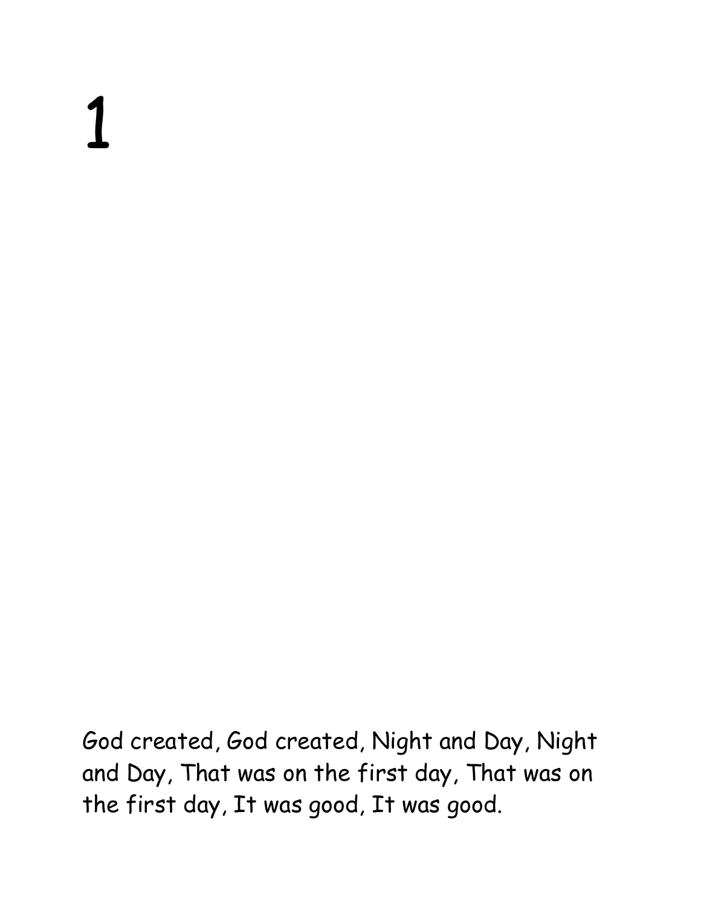# 1

God created, God created, Night and Day, Night and Day, That was on the first day, That was on the first day, It was good, It was good.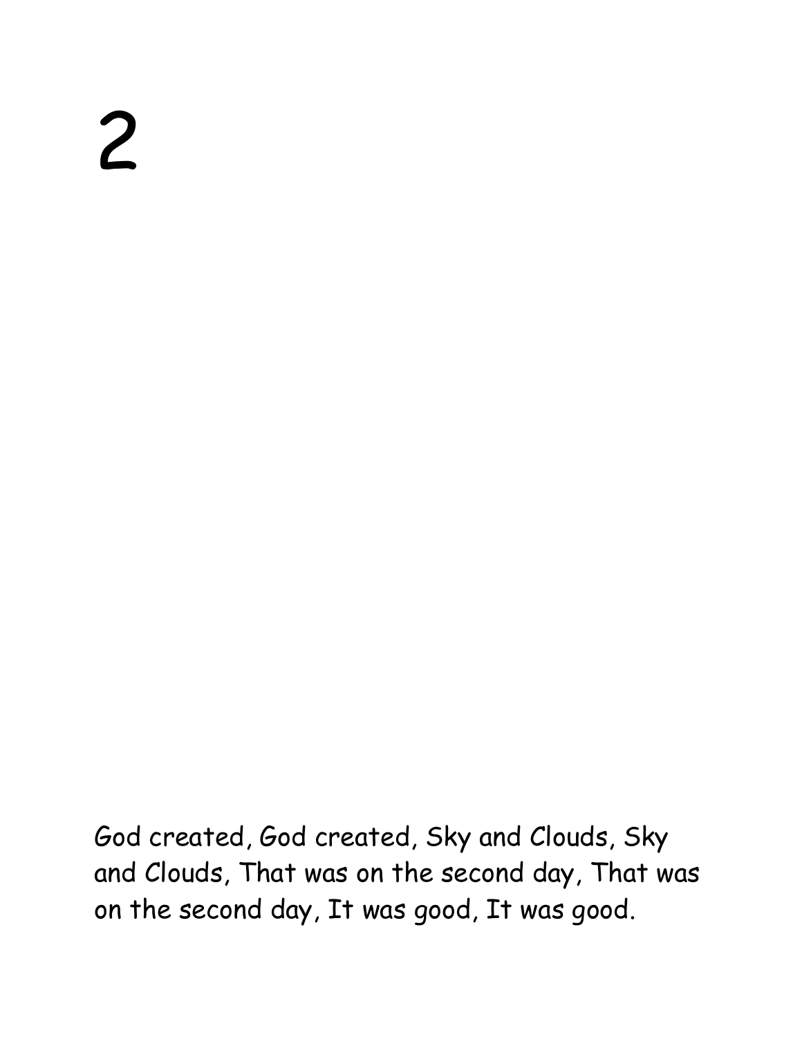# 2

God created, God created, Sky and Clouds, Sky and Clouds, That was on the second day, That was on the second day, It was good, It was good.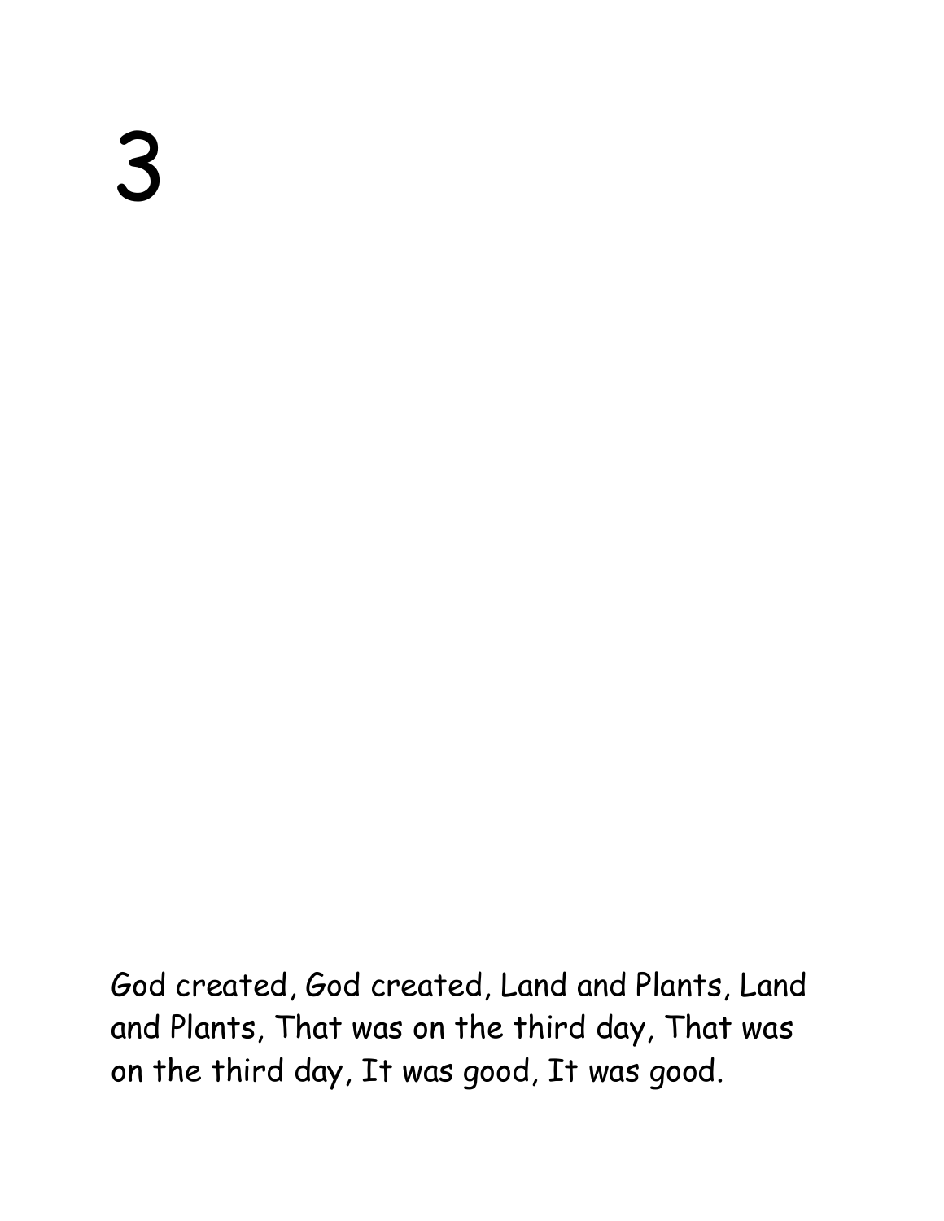# 3

God created, God created, Land and Plants, Land and Plants, That was on the third day, That was on the third day, It was good, It was good.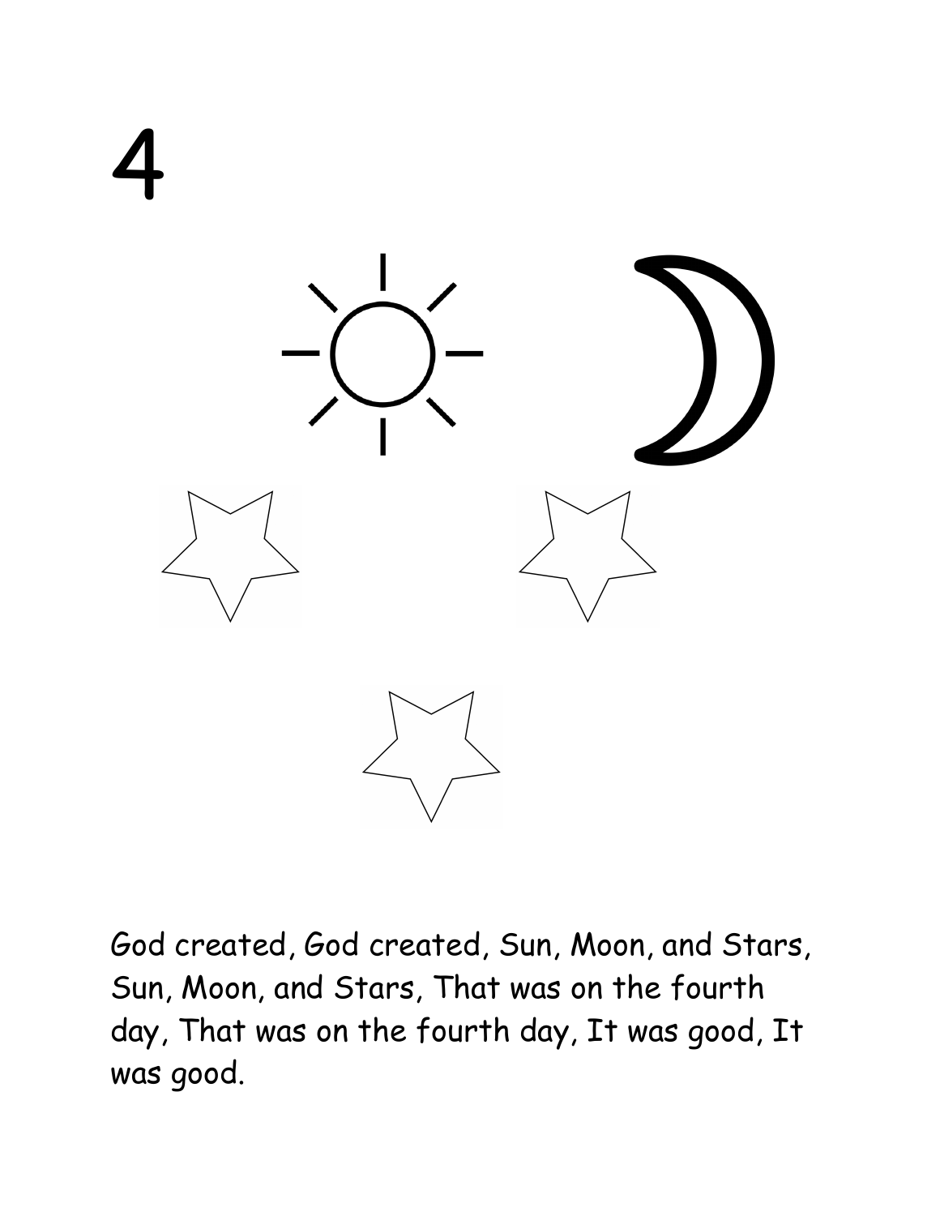# 4

God created, God created, Sun, Moon, and Stars, Sun, Moon, and Stars, That was on the fourth day, That was on the fourth day, It was good, It was good.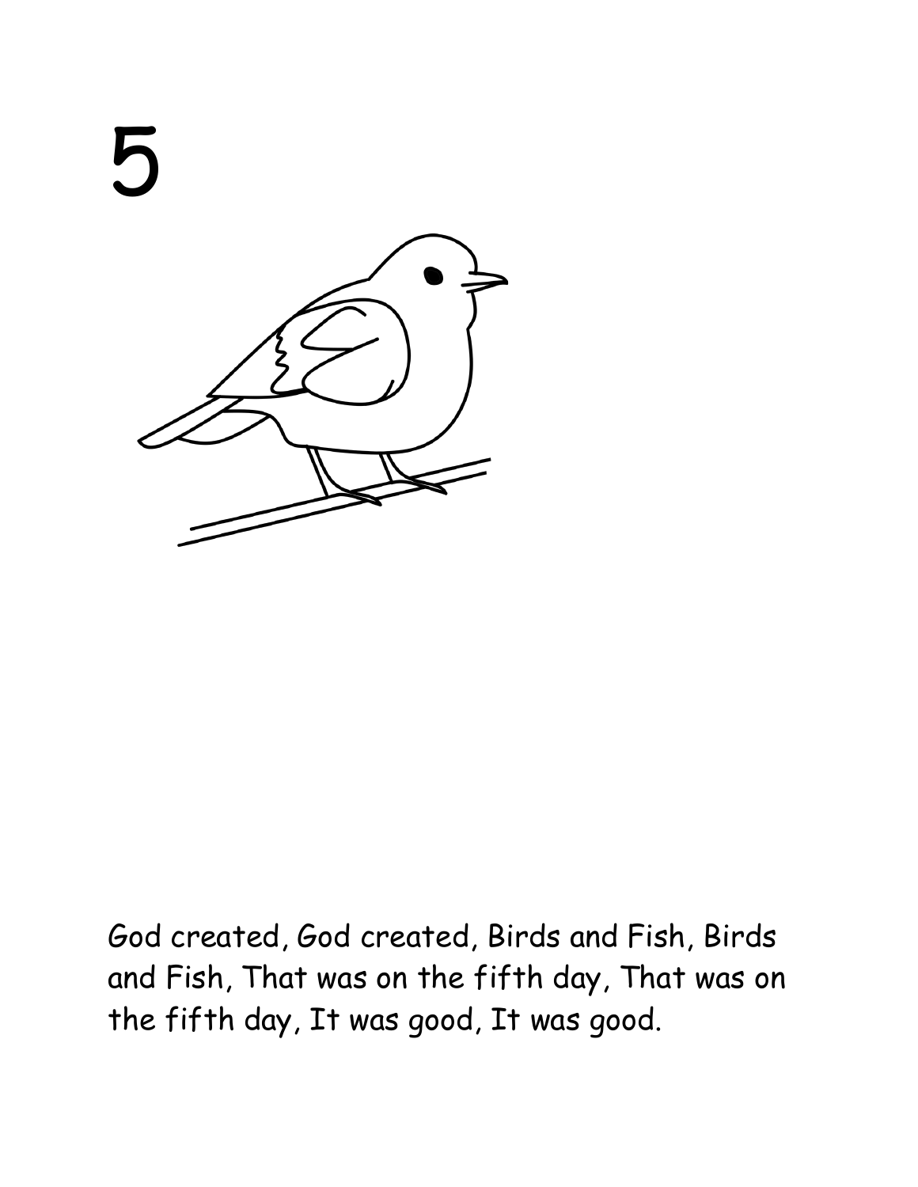# 5

God created, God created, Birds and Fish, Birds and Fish, That was on the fifth day, That was on the fifth day, It was good, It was good.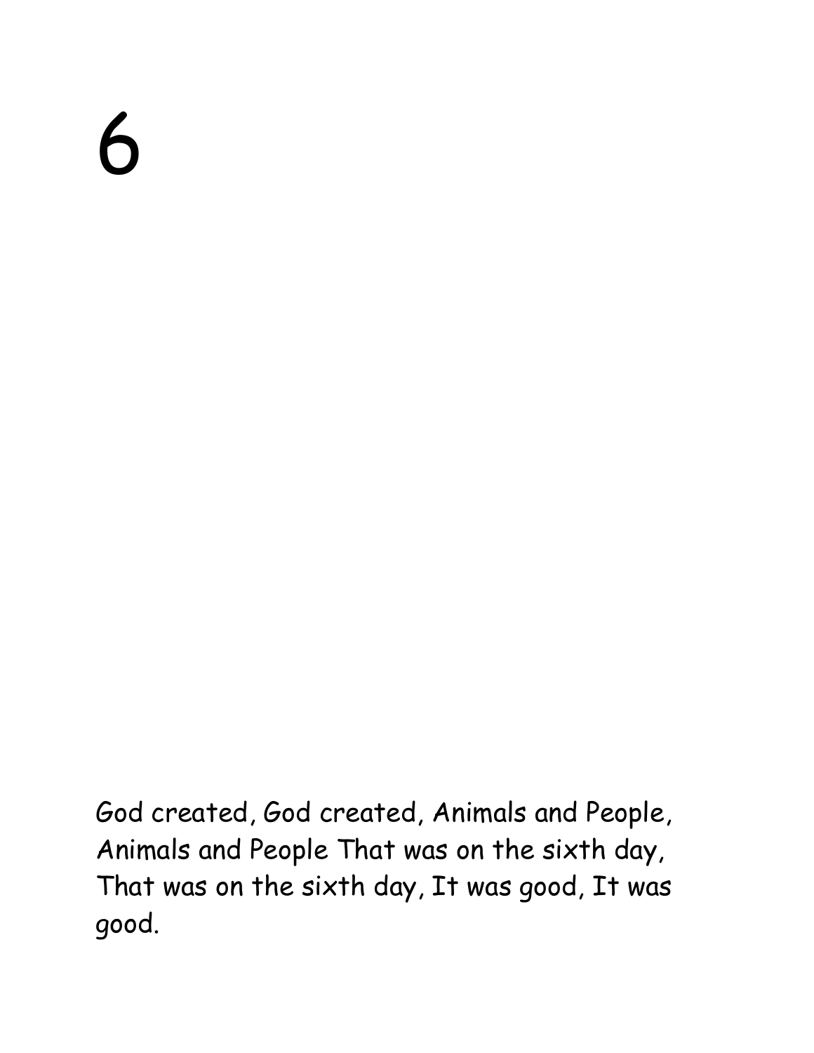# 6

God created, God created, Animals and People, Animals and People That was on the sixth day, That was on the sixth day, It was good, It was good.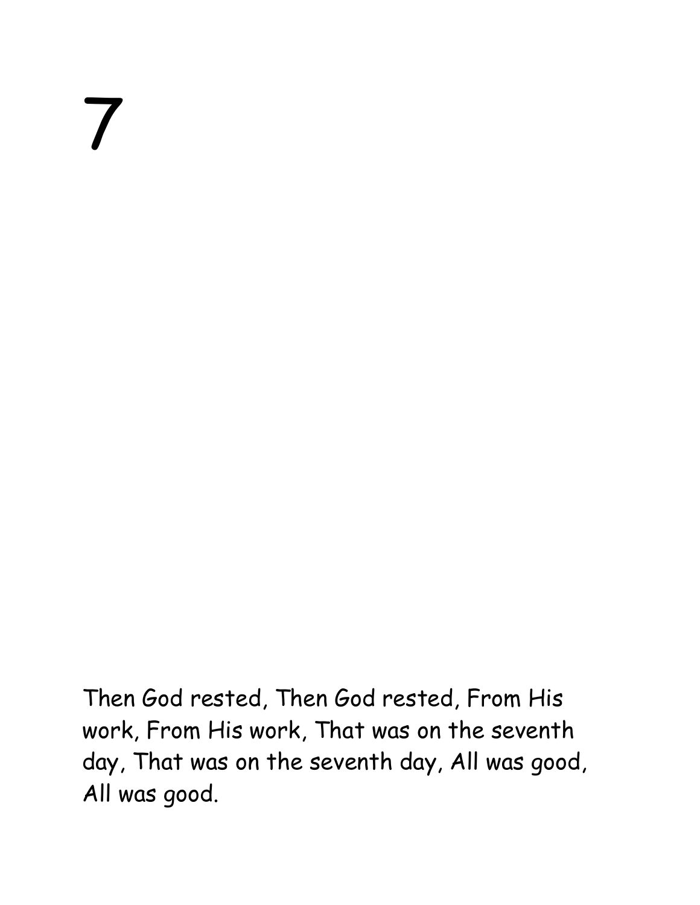# 7

Then God rested, Then God rested, From His work, From His work, That was on the seventh day, That was on the seventh day, All was good, All was good.